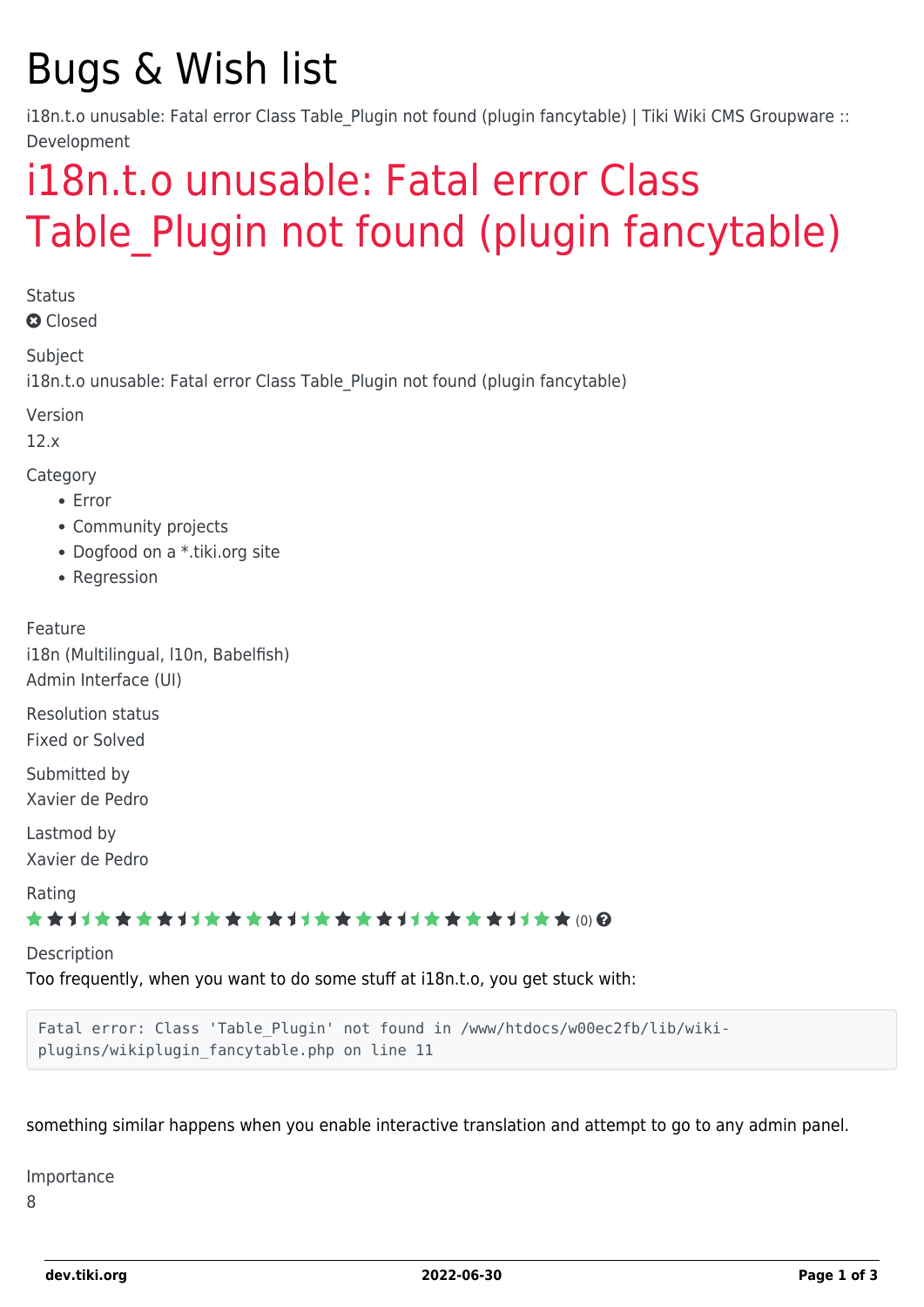# Bugs & Wish list

i18n.t.o unusable: Fatal error Class Table_Plugin not found (plugin fancytable) | Tiki Wiki CMS Groupware :: Development

## i18n.t.o unusable: Fatal error Class Table_Plugin not found (plugin fancytable)

Status

Closed

Subject

i18n.t.o unusable: Fatal error Class Table_Plugin not found (plugin fancytable)

Version

12.x

Category

- Error
- Community projects
- Dogfood on a *.tiki.org site
- Regression

Feature

i18n (Multilingual, l10n, Babelfish)
Admin Interface (UI)

Resolution status

Fixed or Solved

Submitted by

Xavier de Pedro

Lastmod by

Xavier de Pedro

Rating

(0)

Description

Too frequently, when you want to do some stuff at i18n.t.o, you get stuck with:

```
Fatal error: Class 'Table_Plugin' not found in /www/htdocs/w00ec2fb/lib/wiki-plugins/wikiplugin_fancytable.php on line 11
```

something similar happens when you enable interactive translation and attempt to go to any admin panel.

Importance

8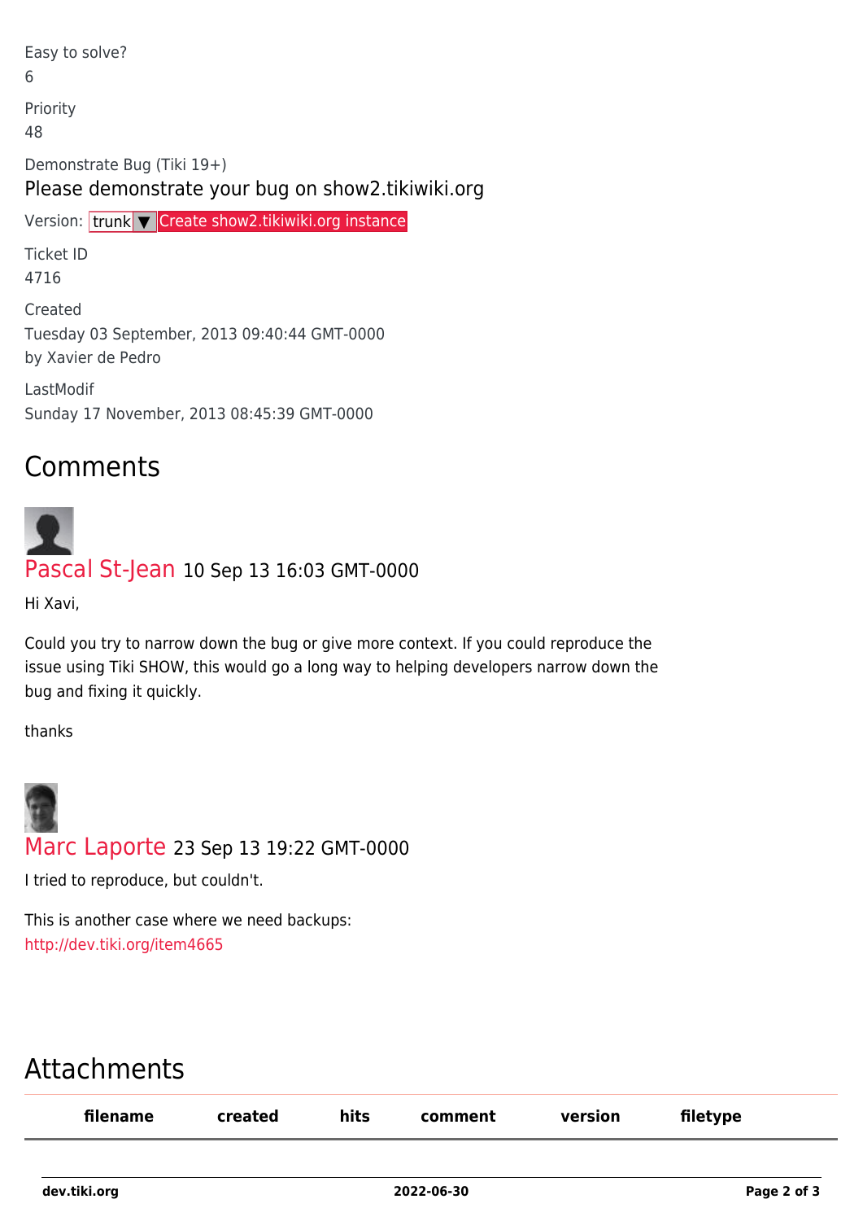Easy to solve?
6

Priority
48

Demonstrate Bug (Tiki 19+)

Please demonstrate your bug on show2.tikiwiki.org

Version: trunk ▼ Create show2.tikiwiki.org instance

Ticket ID
4716

Created
Tuesday 03 September, 2013 09:40:44 GMT-0000
by Xavier de Pedro

LastModif
Sunday 17 November, 2013 08:45:39 GMT-0000

## Comments

Pascal St-Jean 10 Sep 13 16:03 GMT-0000

Hi Xavi,

Could you try to narrow down the bug or give more context. If you could reproduce the issue using Tiki SHOW, this would go a long way to helping developers narrow down the bug and fixing it quickly.

thanks

Marc Laporte 23 Sep 13 19:22 GMT-0000

I tried to reproduce, but couldn't.

This is another case where we need backups:
http://dev.tiki.org/item4665

## Attachments

| filename | created | hits | comment | version | filetype |
|---|---|---|---|---|---|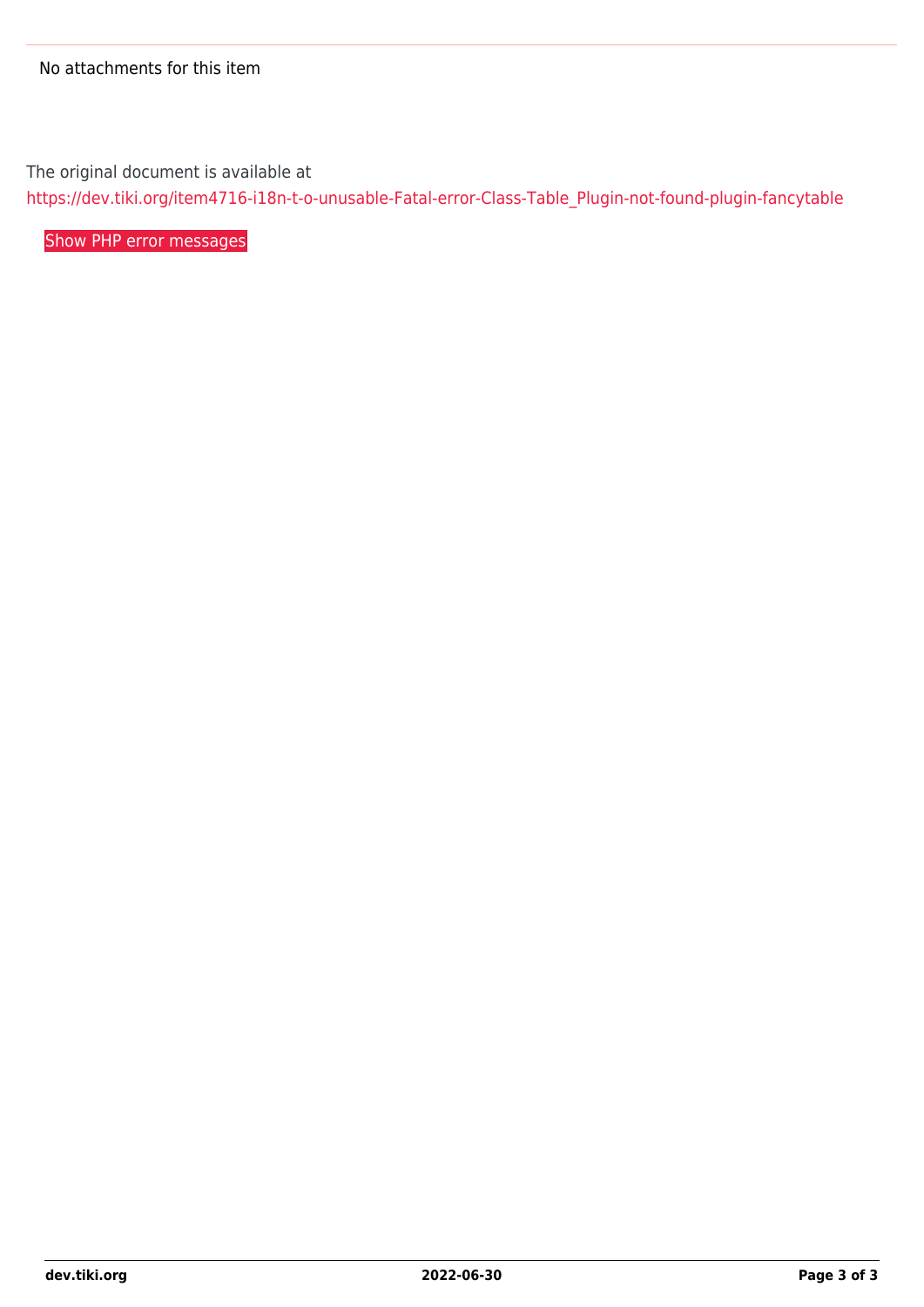No attachments for this item

The original document is available at
https://dev.tiki.org/item4716-i18n-t-o-unusable-Fatal-error-Class-Table_Plugin-not-found-plugin-fancytable

Show PHP error messages